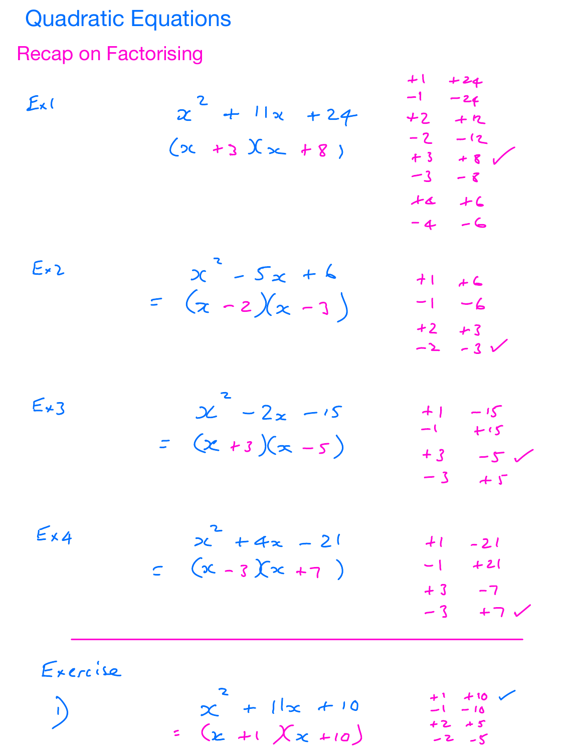# Quadratic Equations

## Recap on Factorising

**Ex 1**

$$x^2 + 11x + 24$$

$$(x + 3)(x + 8)$$

| | |
|---|---|
| +1 | +24 |
| −1 | −24 |
| +2 | +12 |
| −2 | −12 |
| +3 | +8 ✓ |
| −3 | −8 |
| +4 | +6 |
| −4 | −6 |

**Ex 2**

$$x^2 - 5x + 6$$

$$= (x - 2)(x - 3)$$

| | |
|---|---|
| +1 | +6 |
| −1 | −6 |
| +2 | +3 |
| −2 | −3 ✓ |

**Ex 3**

$$x^2 - 2x - 15$$

$$= (x + 3)(x - 5)$$

| | |
|---|---|
| +1 | −15 |
| −1 | +15 |
| +3 | −5 ✓ |
| −3 | +5 |

**Ex 4**

$$x^2 + 4x - 21$$

$$= (x - 3)(x + 7)$$

| | |
|---|---|
| +1 | −21 |
| −1 | +21 |
| +3 | −7 |
| −3 | +7 ✓ |

---

**Exercise**

1)

$$x^2 + 11x + 10$$

$$= (x + 1)(x + 10)$$

| | |
|---|---|
| +1 | +10 ✓ |
| −1 | −10 |
| +2 | +5 |
| −2 | −5 |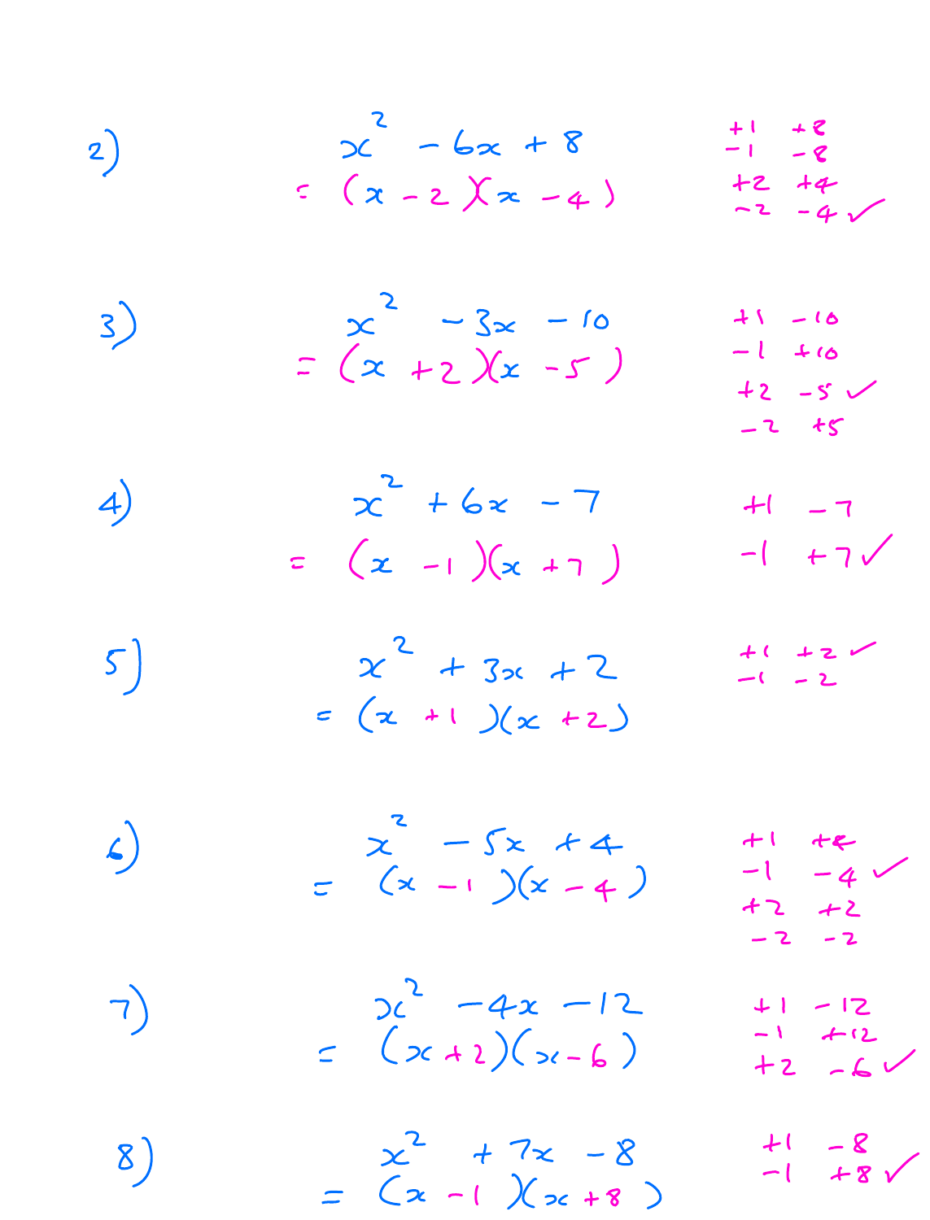2) $x^2 - 6x + 8$

$= (x - 2)(x - 4)$

| | |
|---|---|
| +1 | +8 |
| −1 | −8 |
| +2 | +4 |
| −2 | −4 ✓ |

3) $x^2 - 3x - 10$

$= (x + 2)(x - 5)$

| | |
|---|---|
| +1 | −10 |
| −1 | +10 |
| +2 | −5 ✓ |
| −2 | +5 |

4) $x^2 + 6x - 7$

$= (x - 1)(x + 7)$

| | |
|---|---|
| +1 | −7 |
| −1 | +7 ✓ |

5) $x^2 + 3x + 2$

$= (x + 1)(x + 2)$

| | |
|---|---|
| +1 | +2 ✓ |
| −1 | −2 |

6) $x^2 - 5x + 4$

$= (x - 1)(x - 4)$

| | |
|---|---|
| +1 | +4 |
| −1 | −4 ✓ |
| +2 | +2 |
| −2 | −2 |

7) $x^2 - 4x - 12$

$= (x + 2)(x - 6)$

| | |
|---|---|
| +1 | −12 |
| −1 | +12 |
| +2 | −6 ✓ |

8) $x^2 + 7x - 8$

$= (x - 1)(x + 8)$

| | |
|---|---|
| +1 | −8 |
| −1 | +8 ✓ |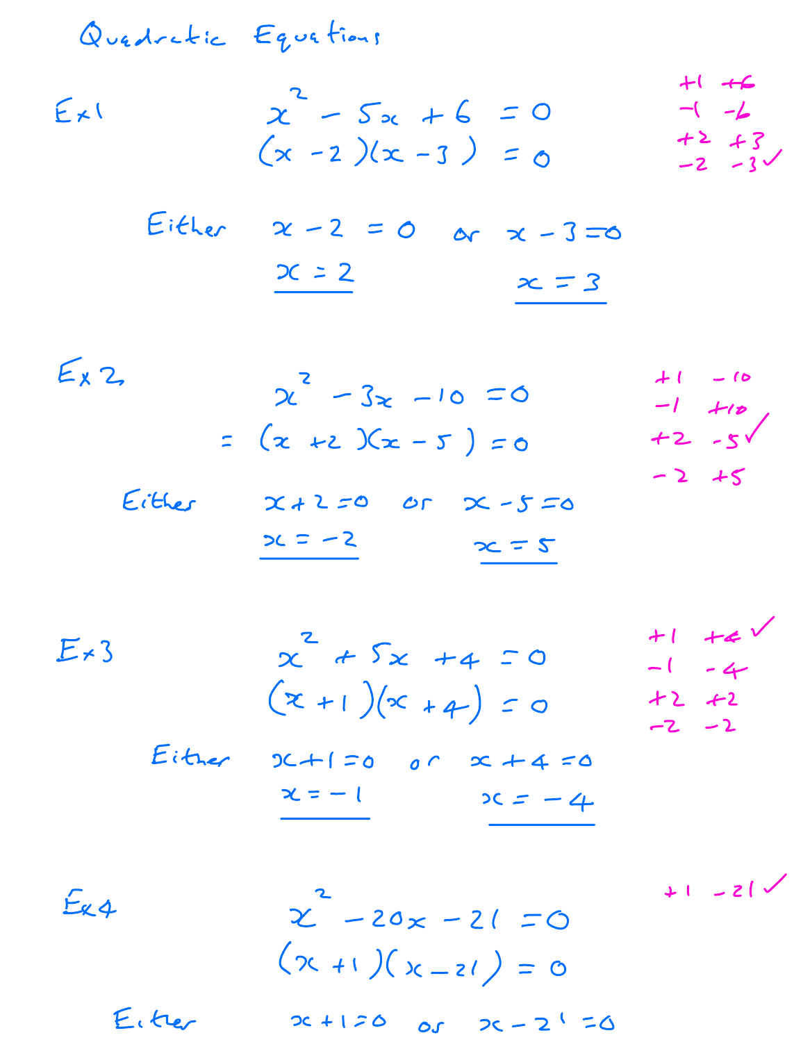# Quadratic Equations

**Ex 1**

$$x^2 - 5x + 6 = 0$$
$$(x - 2)(x - 3) = 0$$

| | |
|---|---|
| +1 | +6 |
| −1 | −6 |
| +2 | +3 |
| −2 | −3 ✓ |

Either $x - 2 = 0$ or $x - 3 = 0$

$\underline{x = 2}$ $\qquad$ $\underline{x = 3}$

**Ex 2**

$$x^2 - 3x - 10 = 0$$
$$= (x + 2)(x - 5) = 0$$

| | |
|---|---|
| +1 | −10 |
| −1 | +10 |
| +2 | −5 ✓ |
| −2 | +5 |

Either $x + 2 = 0$ or $x - 5 = 0$

$\underline{x = -2}$ $\qquad$ $\underline{x = 5}$

**Ex 3**

$$x^2 + 5x + 4 = 0$$
$$(x + 1)(x + 4) = 0$$

| | |
|---|---|
| +1 | +4 ✓ |
| −1 | −4 |
| +2 | +2 |
| −2 | −2 |

Either $x + 1 = 0$ or $x + 4 = 0$

$\underline{x = -1}$ $\qquad$ $\underline{x = -4}$

**Ex 4**

$$x^2 - 20x - 21 = 0$$
$$(x + 1)(x - 21) = 0$$

| | |
|---|---|
| +1 | −21 ✓ |

Either $x + 1 = 0$ or $x - 21 = 0$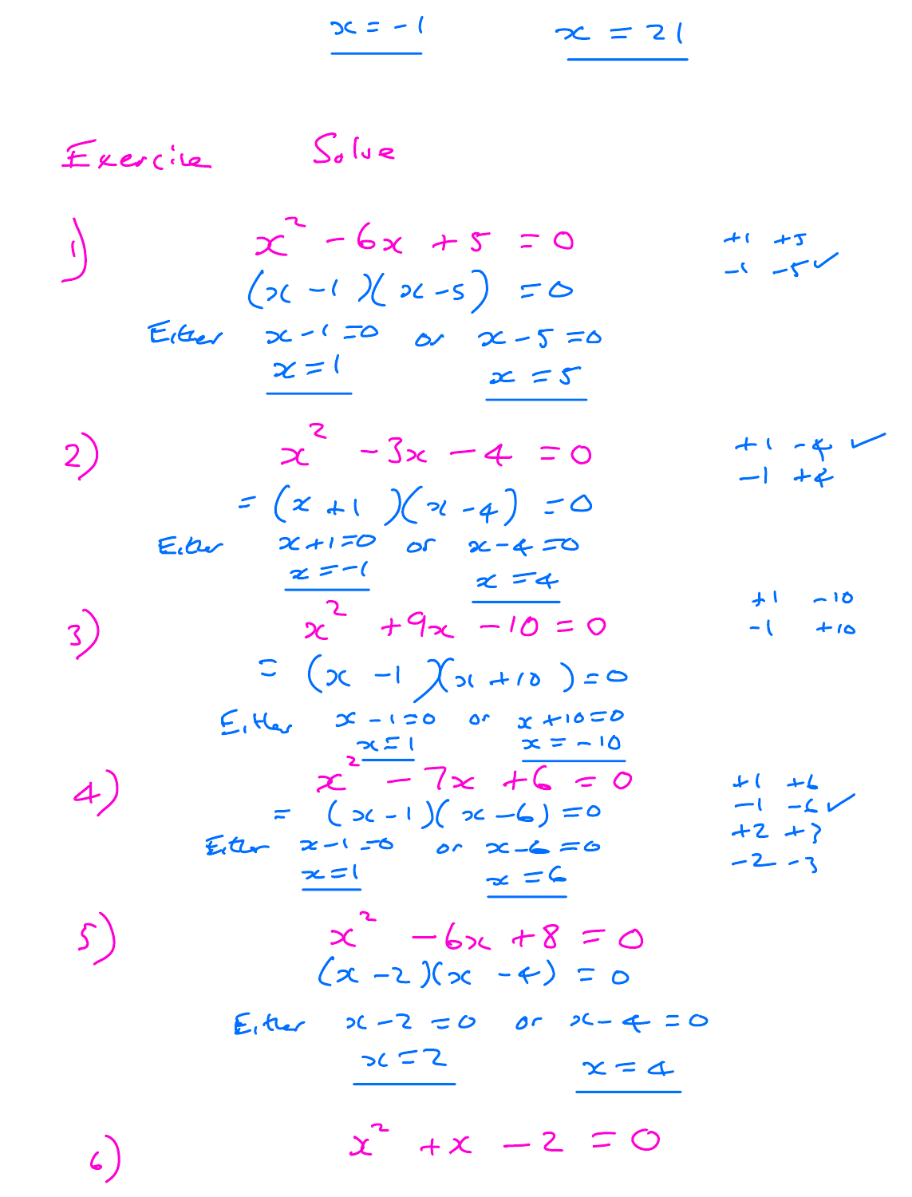$\underline{x = -1}$ $\underline{x = 21}$

Exercise Solve

1) $x^2 - 6x + 5 = 0$

+1 +5
−1 −5 ✓

$(x - 1)(x - 5) = 0$

Either $x - 1 = 0$ or $x - 5 = 0$

$\underline{x = 1}$ $\underline{x = 5}$

2) $x^2 - 3x - 4 = 0$

+1 −4 ✓
−1 +4

$= (x + 1)(x - 4) = 0$

Either $x + 1 = 0$ or $x - 4 = 0$

$\underline{x = -1}$ $\underline{x = 4}$

3) $x^2 + 9x - 10 = 0$

+1 −10
−1 +10

$= (x - 1)(x + 10) = 0$

Either $x - 1 = 0$ or $x + 10 = 0$

$\underline{x = 1}$ $\underline{x = -10}$

4) $x^2 - 7x + 6 = 0$

+1 +6
−1 −6 ✓
+2 +3
−2 −3

$= (x - 1)(x - 6) = 0$

Either $x - 1 = 0$ or $x - 6 = 0$

$\underline{x = 1}$ $\underline{x = 6}$

5) $x^2 - 6x + 8 = 0$

$(x - 2)(x - 4) = 0$

Either $x - 2 = 0$ or $x - 4 = 0$

$\underline{x = 2}$ $\underline{x = 4}$

6) $x^2 + x - 2 = 0$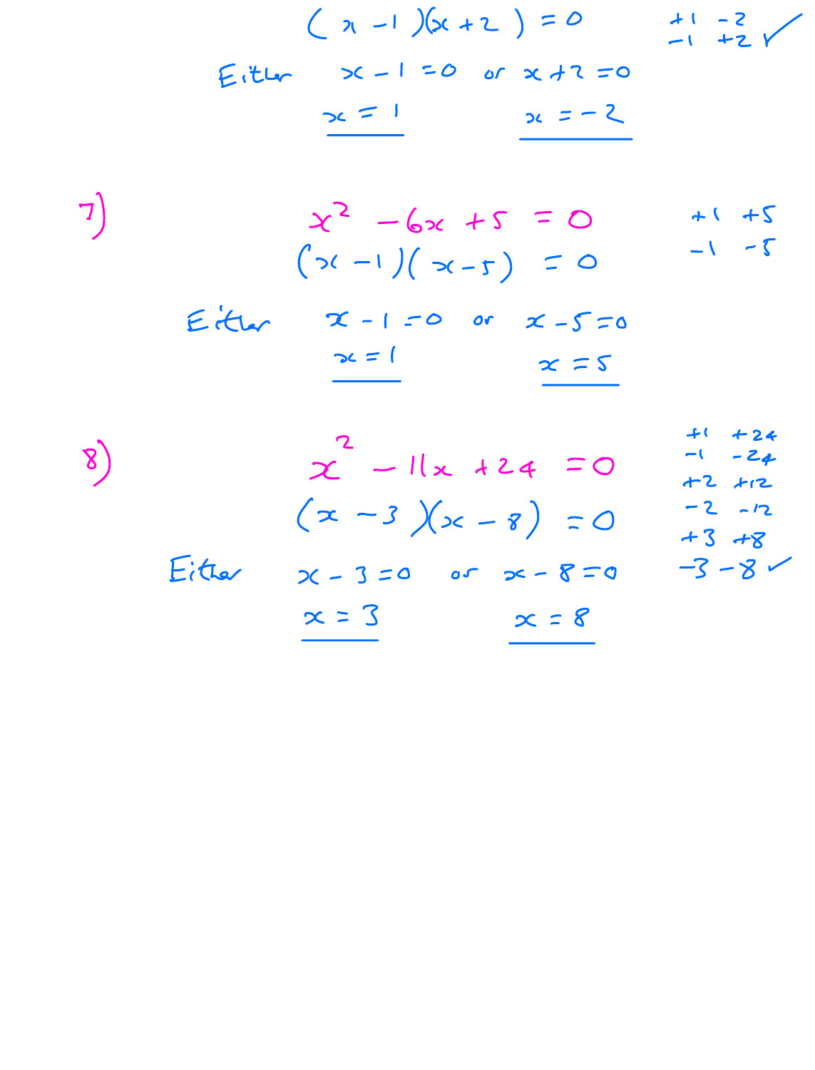$$(x-1)(x+2)=0$$

+1 −2
−1 +2 ✓

Either $x-1=0$ or $x+2=0$

$\underline{x=1}$ $\underline{x=-2}$

7)

$$x^2-6x+5=0$$

$$(x-1)(x-5)=0$$

+1 +5
−1 −5

Either $x-1=0$ or $x-5=0$

$\underline{x=1}$ $\underline{x=5}$

8)

$$x^2-11x+24=0$$

$$(x-3)(x-8)=0$$

+1 +24
−1 −24
+2 +12
−2 −12
+3 +8
−3 −8 ✓

Either $x-3=0$ or $x-8=0$

$\underline{x=3}$ $\underline{x=8}$